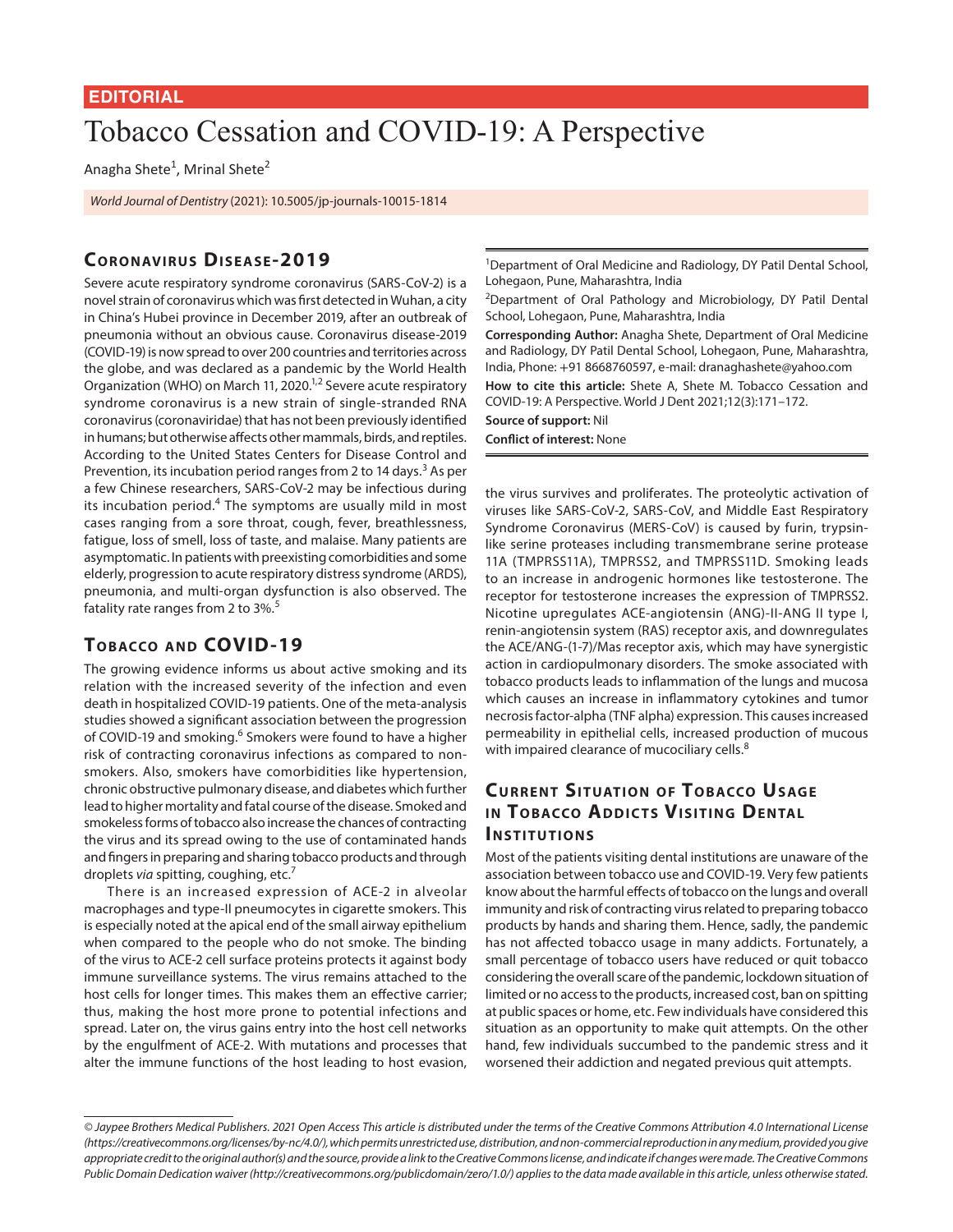EDITORIAL

# Tobacco Cessation and COVID-19: A Perspective

Anagha Shete[1], Mrinal Shete[2]

*World Journal of Dentistry* (2021): 10.5005/jp-journals-10015-1814

[1]Department of Oral Medicine and Radiology, DY Patil Dental School, Lohegaon, Pune, Maharashtra, India

[2]Department of Oral Pathology and Microbiology, DY Patil Dental School, Lohegaon, Pune, Maharashtra, India

**Corresponding Author:** Anagha Shete, Department of Oral Medicine and Radiology, DY Patil Dental School, Lohegaon, Pune, Maharashtra, India, Phone: +91 8668760597, e-mail: dranaghashete@yahoo.com

**How to cite this article:** Shete A, Shete M. Tobacco Cessation and COVID-19: A Perspective. World J Dent 2021;12(3):171–172.

**Source of support:** Nil

**Conflict of interest:** None

## Coronavirus Disease-2019

Severe acute respiratory syndrome coronavirus (SARS-CoV-2) is a novel strain of coronavirus which was first detected in Wuhan, a city in China's Hubei province in December 2019, after an outbreak of pneumonia without an obvious cause. Coronavirus disease-2019 (COVID-19) is now spread to over 200 countries and territories across the globe, and was declared as a pandemic by the World Health Organization (WHO) on March 11, 2020.[1,2] Severe acute respiratory syndrome coronavirus is a new strain of single-stranded RNA coronavirus (coronaviridae) that has not been previously identified in humans; but otherwise affects other mammals, birds, and reptiles. According to the United States Centers for Disease Control and Prevention, its incubation period ranges from 2 to 14 days.[3] As per a few Chinese researchers, SARS-CoV-2 may be infectious during its incubation period.[4] The symptoms are usually mild in most cases ranging from a sore throat, cough, fever, breathlessness, fatigue, loss of smell, loss of taste, and malaise. Many patients are asymptomatic. In patients with preexisting comorbidities and some elderly, progression to acute respiratory distress syndrome (ARDS), pneumonia, and multi-organ dysfunction is also observed. The fatality rate ranges from 2 to 3%.[5]

## Tobacco and COVID-19

The growing evidence informs us about active smoking and its relation with the increased severity of the infection and even death in hospitalized COVID-19 patients. One of the meta-analysis studies showed a significant association between the progression of COVID-19 and smoking.[6] Smokers were found to have a higher risk of contracting coronavirus infections as compared to non-smokers. Also, smokers have comorbidities like hypertension, chronic obstructive pulmonary disease, and diabetes which further lead to higher mortality and fatal course of the disease. Smoked and smokeless forms of tobacco also increase the chances of contracting the virus and its spread owing to the use of contaminated hands and fingers in preparing and sharing tobacco products and through droplets *via* spitting, coughing, etc.[7]

There is an increased expression of ACE-2 in alveolar macrophages and type-II pneumocytes in cigarette smokers. This is especially noted at the apical end of the small airway epithelium when compared to the people who do not smoke. The binding of the virus to ACE-2 cell surface proteins protects it against body immune surveillance systems. The virus remains attached to the host cells for longer times. This makes them an effective carrier; thus, making the host more prone to potential infections and spread. Later on, the virus gains entry into the host cell networks by the engulfment of ACE-2. With mutations and processes that alter the immune functions of the host leading to host evasion, the virus survives and proliferates. The proteolytic activation of viruses like SARS-CoV-2, SARS-CoV, and Middle East Respiratory Syndrome Coronavirus (MERS-CoV) is caused by furin, trypsin-like serine proteases including transmembrane serine protease 11A (TMPRSS11A), TMPRSS2, and TMPRSS11D. Smoking leads to an increase in androgenic hormones like testosterone. The receptor for testosterone increases the expression of TMPRSS2. Nicotine upregulates ACE-angiotensin (ANG)-II-ANG II type I, renin-angiotensin system (RAS) receptor axis, and downregulates the ACE/ANG-(1-7)/Mas receptor axis, which may have synergistic action in cardiopulmonary disorders. The smoke associated with tobacco products leads to inflammation of the lungs and mucosa which causes an increase in inflammatory cytokines and tumor necrosis factor-alpha (TNF alpha) expression. This causes increased permeability in epithelial cells, increased production of mucous with impaired clearance of mucociliary cells.[8]

## Current Situation of Tobacco Usage in Tobacco Addicts Visiting Dental Institutions

Most of the patients visiting dental institutions are unaware of the association between tobacco use and COVID-19. Very few patients know about the harmful effects of tobacco on the lungs and overall immunity and risk of contracting virus related to preparing tobacco products by hands and sharing them. Hence, sadly, the pandemic has not affected tobacco usage in many addicts. Fortunately, a small percentage of tobacco users have reduced or quit tobacco considering the overall scare of the pandemic, lockdown situation of limited or no access to the products, increased cost, ban on spitting at public spaces or home, etc. Few individuals have considered this situation as an opportunity to make quit attempts. On the other hand, few individuals succumbed to the pandemic stress and it worsened their addiction and negated previous quit attempts.

*© Jaypee Brothers Medical Publishers. 2021 Open Access This article is distributed under the terms of the Creative Commons Attribution 4.0 International License (https://creativecommons.org/licenses/by-nc/4.0/), which permits unrestricted use, distribution, and non-commercial reproduction in any medium, provided you give appropriate credit to the original author(s) and the source, provide a link to the Creative Commons license, and indicate if changes were made. The Creative Commons Public Domain Dedication waiver (http://creativecommons.org/publicdomain/zero/1.0/) applies to the data made available in this article, unless otherwise stated.*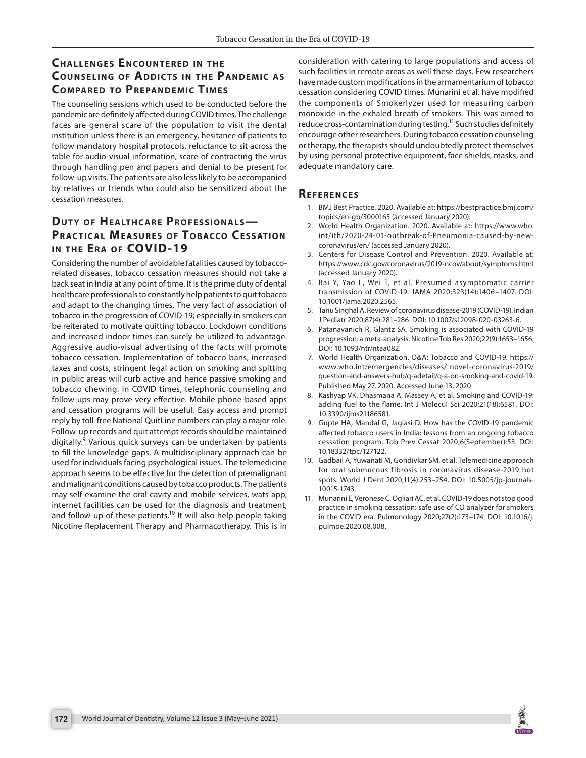## Challenges Encountered in the Counseling of Addicts in the Pandemic as Compared to Prepandemic Times

The counseling sessions which used to be conducted before the pandemic are definitely affected during COVID times. The challenge faces are general scare of the population to visit the dental institution unless there is an emergency, hesitance of patients to follow mandatory hospital protocols, reluctance to sit across the table for audio-visual information, scare of contracting the virus through handling pen and papers and denial to be present for follow-up visits. The patients are also less likely to be accompanied by relatives or friends who could also be sensitized about the cessation measures.

## Duty of Healthcare Professionals—Practical Measures of Tobacco Cessation in the Era of COVID-19

Considering the number of avoidable fatalities caused by tobacco-related diseases, tobacco cessation measures should not take a back seat in India at any point of time. It is the prime duty of dental healthcare professionals to constantly help patients to quit tobacco and adapt to the changing times. The very fact of association of tobacco in the progression of COVID-19; especially in smokers can be reiterated to motivate quitting tobacco. Lockdown conditions and increased indoor times can surely be utilized to advantage. Aggressive audio-visual advertising of the facts will promote tobacco cessation. Implementation of tobacco bans, increased taxes and costs, stringent legal action on smoking and spitting in public areas will curb active and hence passive smoking and tobacco chewing. In COVID times, telephonic counseling and follow-ups may prove very effective. Mobile phone-based apps and cessation programs will be useful. Easy access and prompt reply by toll-free National QuitLine numbers can play a major role. Follow-up records and quit attempt records should be maintained digitally.[9] Various quick surveys can be undertaken by patients to fill the knowledge gaps. A multidisciplinary approach can be used for individuals facing psychological issues. The telemedicine approach seems to be effective for the detection of premalignant and malignant conditions caused by tobacco products. The patients may self-examine the oral cavity and mobile services, wats app, internet facilities can be used for the diagnosis and treatment, and follow-up of these patients.[10] It will also help people taking Nicotine Replacement Therapy and Pharmacotherapy. This is in consideration with catering to large populations and access of such facilities in remote areas as well these days. Few researchers have made custom modifications in the armamentarium of tobacco cessation considering COVID times. Munarini et al. have modified the components of Smokerlyzer used for measuring carbon monoxide in the exhaled breath of smokers. This was aimed to reduce cross-contamination during testing.[11] Such studies definitely encourage other researchers. During tobacco cessation counseling or therapy, the therapists should undoubtedly protect themselves by using personal protective equipment, face shields, masks, and adequate mandatory care.

## References

1. BMJ Best Practice. 2020. Available at: https://bestpractice.bmj.com/topics/en-gb/3000165 (accessed January 2020).
2. World Health Organization. 2020. Available at: https://www.who.int/ith/2020-24-01-outbreak-of-Pneumonia-caused-by-new-coronavirus/en/ (accessed January 2020).
3. Centers for Disease Control and Prevention. 2020. Available at: https://www.cdc.gov/coronavirus/2019-ncov/about/symptoms.html (accessed January 2020).
4. Bai Y, Yao L, Wei T, et al. Presumed asymptomatic carrier transmission of COVID-19. JAMA 2020;323(14):1406–1407. DOI: 10.1001/jama.2020.2565.
5. Tanu Singhal A. Review of coronavirus disease-2019 (COVID-19). Indian J Pediatr 2020;87(4):281–286. DOI: 10.1007/s12098-020-03263-6.
6. Patanavanich R, Glantz SA. Smoking is associated with COVID-19 progression: a meta-analysis. Nicotine Tob Res 2020;22(9):1653–1656. DOI: 10.1093/ntr/ntaa082.
7. World Health Organization. Q&A: Tobacco and COVID-19. https://www.who.int/emergencies/diseases/ novel-coronavirus-2019/question-and-answers-hub/q-adetail/q-a-on-smoking-and-covid-19. Published May 27, 2020. Accessed June 13, 2020.
8. Kashyap VK, Dhasmana A, Massey A, et al. Smoking and COVID-19: adding fuel to the flame. Int J Molecul Sci 2020;21(18):6581. DOI: 10.3390/ijms21186581.
9. Gupte HA, Mandal G, Jagiasi D. How has the COVID-19 pandemic affected tobacco users in India: lessons from an ongoing tobacco cessation program. Tob Prev Cessat 2020;6(September):53. DOI: 10.18332/tpc/127122.
10. Gadbail A, Yuwanati M, Gondivkar SM, et al. Telemedicine approach for oral submucous fibrosis in coronavirus disease-2019 hot spots. World J Dent 2020;11(4):253–254. DOI: 10.5005/jp-journals-10015-1743.
11. Munarini E, Veronese C, Ogliari AC, et al. COVID-19 does not stop good practice in smoking cessation: safe use of CO analyzer for smokers in the COVID era. Pulmonology 2020;27(2):173–174. DOI: 10.1016/j.pulmoe.2020.08.008.